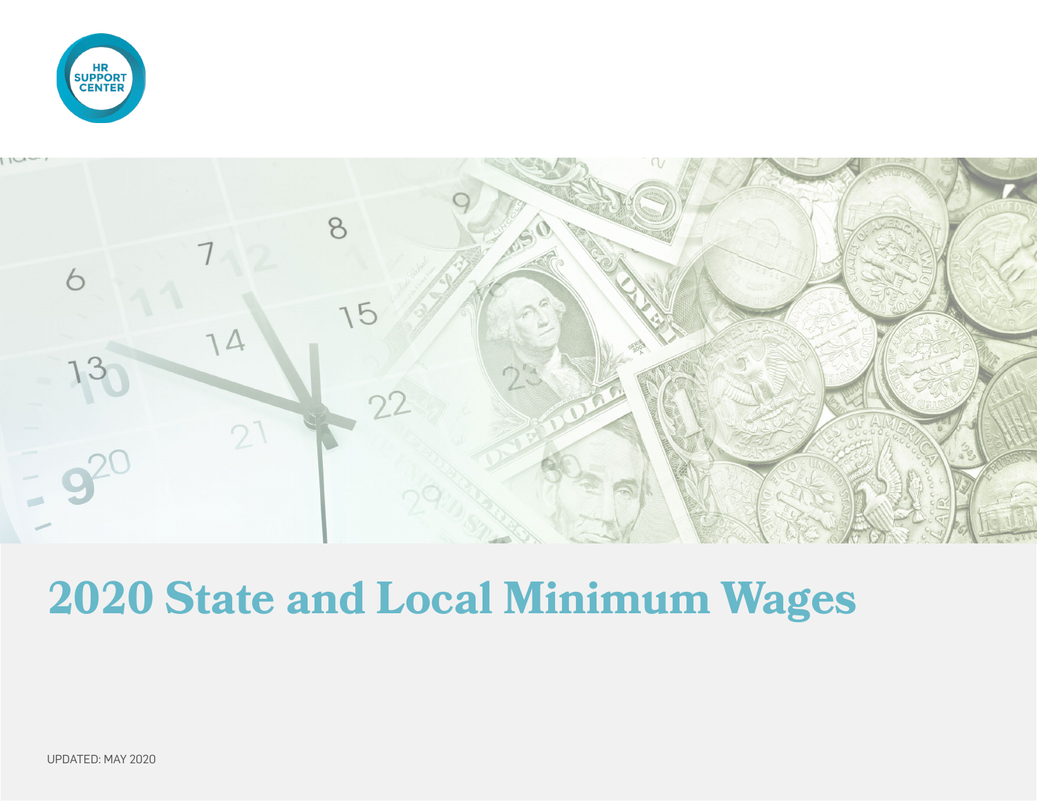HR SUPPORT CENTER

# 2020 State and Local Minimum Wages

UPDATED: MAY 2020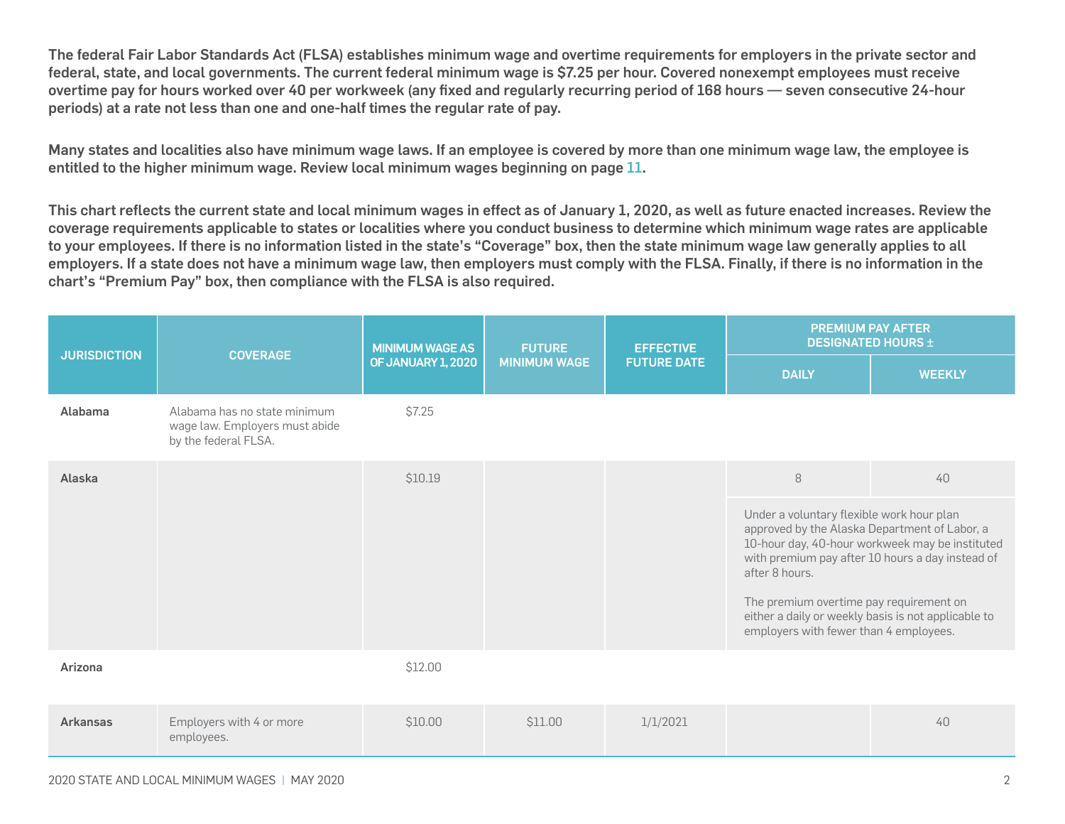The federal Fair Labor Standards Act (FLSA) establishes minimum wage and overtime requirements for employers in the private sector and federal, state, and local governments. The current federal minimum wage is $7.25 per hour. Covered nonexempt employees must receive overtime pay for hours worked over 40 per workweek (any fixed and regularly recurring period of 168 hours — seven consecutive 24-hour periods) at a rate not less than one and one-half times the regular rate of pay.

Many states and localities also have minimum wage laws. If an employee is covered by more than one minimum wage law, the employee is entitled to the higher minimum wage. Review local minimum wages beginning on page 11.

This chart reflects the current state and local minimum wages in effect as of January 1, 2020, as well as future enacted increases. Review the coverage requirements applicable to states or localities where you conduct business to determine which minimum wage rates are applicable to your employees. If there is no information listed in the state's "Coverage" box, then the state minimum wage law generally applies to all employers. If a state does not have a minimum wage law, then employers must comply with the FLSA. Finally, if there is no information in the chart's "Premium Pay" box, then compliance with the FLSA is also required.

| JURISDICTION | COVERAGE | MINIMUM WAGE AS OF JANUARY 1, 2020 | FUTURE MINIMUM WAGE | EFFECTIVE FUTURE DATE | PREMIUM PAY AFTER DESIGNATED HOURS ± | |
|---|---|---|---|---|---|---|
| | | | | | DAILY | WEEKLY |
| Alabama | Alabama has no state minimum wage law. Employers must abide by the federal FLSA. | $7.25 | | | | |
| Alaska | | $10.19 | | | 8 | 40 |
| | | | | | Under a voluntary flexible work hour plan approved by the Alaska Department of Labor, a 10-hour day, 40-hour workweek may be instituted with premium pay after 10 hours a day instead of after 8 hours. The premium overtime pay requirement on either a daily or weekly basis is not applicable to employers with fewer than 4 employees. | |
| Arizona | | $12.00 | | | | |
| Arkansas | Employers with 4 or more employees. | $10.00 | $11.00 | 1/1/2021 | | 40 |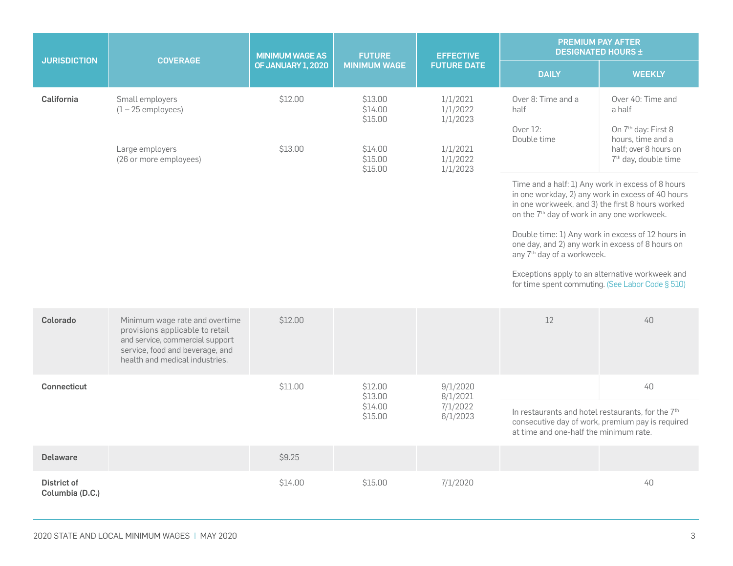| JURISDICTION | COVERAGE | MINIMUM WAGE AS OF JANUARY 1, 2020 | FUTURE MINIMUM WAGE | EFFECTIVE FUTURE DATE | PREMIUM PAY AFTER DESIGNATED HOURS ± | |
|---|---|---|---|---|---|---|
| | | | | | DAILY | WEEKLY |
| **California** | Small employers (1 – 25 employees) | $12.00 | $13.00<br>$14.00<br>$15.00 | 1/1/2021<br>1/1/2022<br>1/1/2023 | Over 8: Time and a half<br><br>Over 12: Double time | Over 40: Time and a half<br><br>On 7th day: First 8 hours, time and a half; over 8 hours on 7th day, double time |
| | Large employers (26 or more employees) | $13.00 | $14.00<br>$15.00<br>$15.00 | 1/1/2021<br>1/1/2022<br>1/1/2023 | Time and a half: 1) Any work in excess of 8 hours in one workday, 2) any work in excess of 40 hours in one workweek, and 3) the first 8 hours worked on the 7th day of work in any one workweek.<br><br>Double time: 1) Any work in excess of 12 hours in one day, and 2) any work in excess of 8 hours on any 7th day of a workweek.<br><br>Exceptions apply to an alternative workweek and for time spent commuting. (See Labor Code § 510) | |
| **Colorado** | Minimum wage rate and overtime provisions applicable to retail and service, commercial support service, food and beverage, and health and medical industries. | $12.00 | | | 12 | 40 |
| **Connecticut** | | $11.00 | $12.00<br>$13.00<br>$14.00<br>$15.00 | 9/1/2020<br>8/1/2021<br>7/1/2022<br>6/1/2023 | | 40 |
| | | | | | In restaurants and hotel restaurants, for the 7th consecutive day of work, premium pay is required at time and one-half the minimum rate. | |
| **Delaware** | | $9.25 | | | | |
| **District of Columbia (D.C.)** | | $14.00 | $15.00 | 7/1/2020 | | 40 |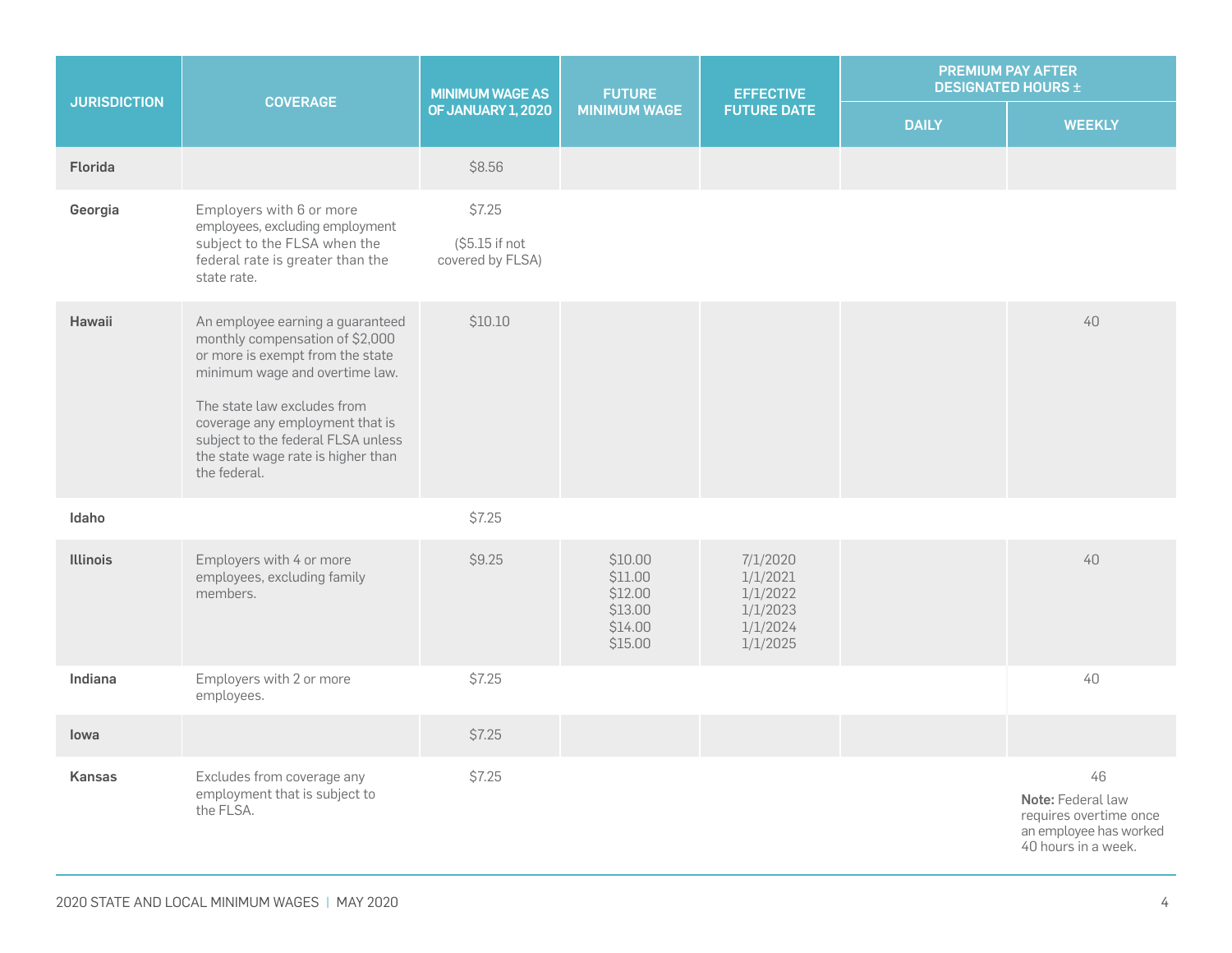| JURISDICTION | COVERAGE | MINIMUM WAGE AS OF JANUARY 1, 2020 | FUTURE MINIMUM WAGE | EFFECTIVE FUTURE DATE | PREMIUM PAY AFTER DESIGNATED HOURS ± | |
|---|---|---|---|---|---|---|
| | | | | | DAILY | WEEKLY |
| **Florida** | | $8.56 | | | | |
| **Georgia** | Employers with 6 or more employees, excluding employment subject to the FLSA when the federal rate is greater than the state rate. | $7.25<br><br>($5.15 if not covered by FLSA) | | | | |
| **Hawaii** | An employee earning a guaranteed monthly compensation of $2,000 or more is exempt from the state minimum wage and overtime law.<br><br>The state law excludes from coverage any employment that is subject to the federal FLSA unless the state wage rate is higher than the federal. | $10.10 | | | | 40 |
| **Idaho** | | $7.25 | | | | |
| **Illinois** | Employers with 4 or more employees, excluding family members. | $9.25 | $10.00<br>$11.00<br>$12.00<br>$13.00<br>$14.00<br>$15.00 | 7/1/2020<br>1/1/2021<br>1/1/2022<br>1/1/2023<br>1/1/2024<br>1/1/2025 | | 40 |
| **Indiana** | Employers with 2 or more employees. | $7.25 | | | | 40 |
| **Iowa** | | $7.25 | | | | |
| **Kansas** | Excludes from coverage any employment that is subject to the FLSA. | $7.25 | | | | 46<br><br>**Note:** Federal law requires overtime once an employee has worked 40 hours in a week. |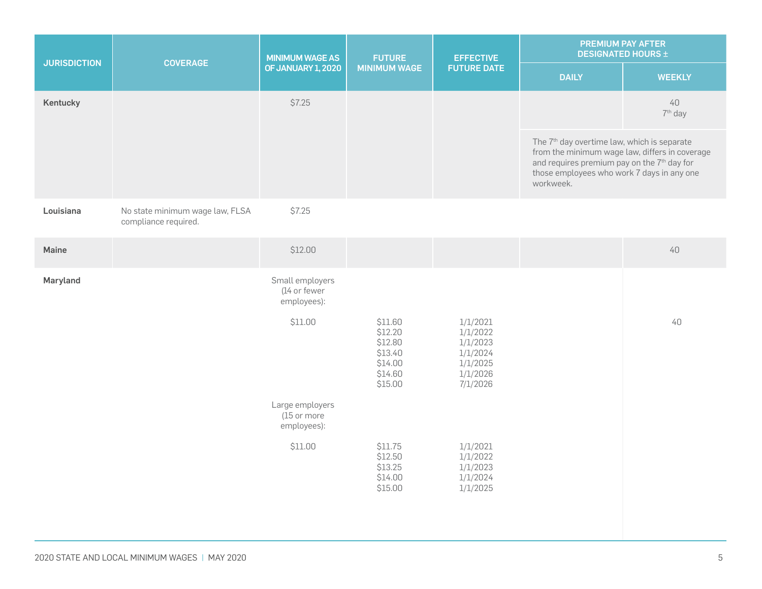| JURISDICTION | COVERAGE | MINIMUM WAGE AS OF JANUARY 1, 2020 | FUTURE MINIMUM WAGE | EFFECTIVE FUTURE DATE | PREMIUM PAY AFTER DESIGNATED HOURS ± | |
|---|---|---|---|---|---|---|
| | | | | | DAILY | WEEKLY |
| **Kentucky** | | $7.25 | | | | 40<br>7th day |
| | | | | | The 7th day overtime law, which is separate from the minimum wage law, differs in coverage and requires premium pay on the 7th day for those employees who work 7 days in any one workweek. | |
| **Louisiana** | No state minimum wage law, FLSA compliance required. | $7.25 | | | | |
| **Maine** | | $12.00 | | | | 40 |
| **Maryland** | | Small employers (14 or fewer employees): | | | | |
| | | $11.00 | $11.60<br>$12.20<br>$12.80<br>$13.40<br>$14.00<br>$14.60<br>$15.00 | 1/1/2021<br>1/1/2022<br>1/1/2023<br>1/1/2024<br>1/1/2025<br>1/1/2026<br>7/1/2026 | | 40 |
| | | Large employers (15 or more employees): | | | | |
| | | $11.00 | $11.75<br>$12.50<br>$13.25<br>$14.00<br>$15.00 | 1/1/2021<br>1/1/2022<br>1/1/2023<br>1/1/2024<br>1/1/2025 | | |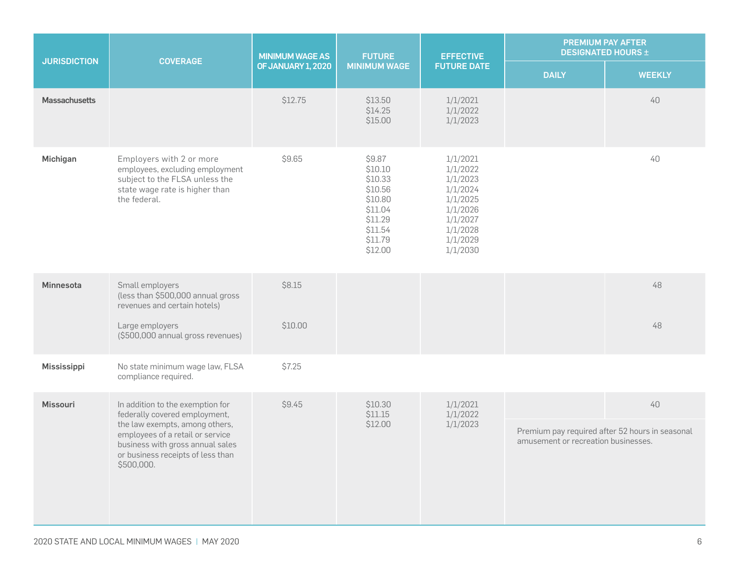| JURISDICTION | COVERAGE | MINIMUM WAGE AS OF JANUARY 1, 2020 | FUTURE MINIMUM WAGE | EFFECTIVE FUTURE DATE | PREMIUM PAY AFTER DESIGNATED HOURS ± | |
|---|---|---|---|---|---|---|
| | | | | | DAILY | WEEKLY |
| **Massachusetts** | | $12.75 | $13.50<br>$14.25<br>$15.00 | 1/1/2021<br>1/1/2022<br>1/1/2023 | | 40 |
| **Michigan** | Employers with 2 or more employees, excluding employment subject to the FLSA unless the state wage rate is higher than the federal. | $9.65 | $9.87<br>$10.10<br>$10.33<br>$10.56<br>$10.80<br>$11.04<br>$11.29<br>$11.54<br>$11.79<br>$12.00 | 1/1/2021<br>1/1/2022<br>1/1/2023<br>1/1/2024<br>1/1/2025<br>1/1/2026<br>1/1/2027<br>1/1/2028<br>1/1/2029<br>1/1/2030 | | 40 |
| **Minnesota** | Small employers (less than $500,000 annual gross revenues and certain hotels) | $8.15 | | | | 48 |
| | Large employers ($500,000 annual gross revenues) | $10.00 | | | | 48 |
| **Mississippi** | No state minimum wage law, FLSA compliance required. | $7.25 | | | | |
| **Missouri** | In addition to the exemption for federally covered employment, the law exempts, among others, employees of a retail or service business with gross annual sales or business receipts of less than $500,000. | $9.45 | $10.30<br>$11.15<br>$12.00 | 1/1/2021<br>1/1/2022<br>1/1/2023 | | 40 |
| | | | | | Premium pay required after 52 hours in seasonal amusement or recreation businesses. | |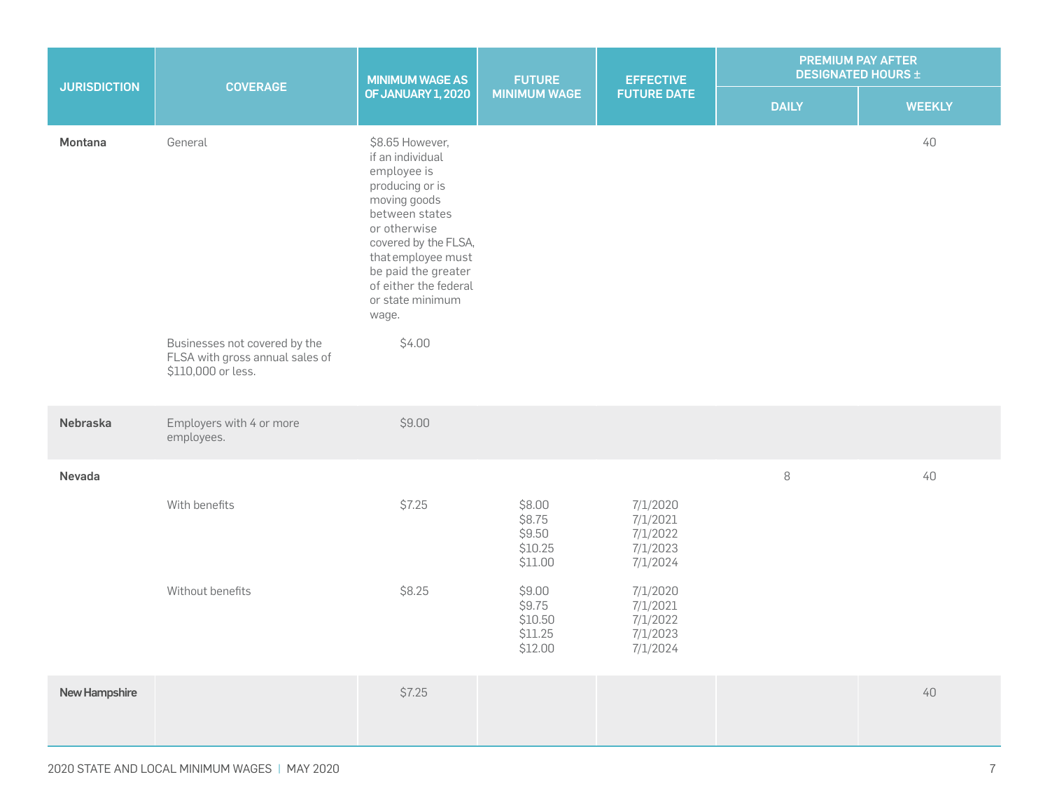| JURISDICTION | COVERAGE | MINIMUM WAGE AS OF JANUARY 1, 2020 | FUTURE MINIMUM WAGE | EFFECTIVE FUTURE DATE | PREMIUM PAY AFTER DESIGNATED HOURS ± | |
|---|---|---|---|---|---|---|
| | | | | | DAILY | WEEKLY |
| **Montana** | General | $8.65 However, if an individual employee is producing or is moving goods between states or otherwise covered by the FLSA, that employee must be paid the greater of either the federal or state minimum wage. | | | | 40 |
| | Businesses not covered by the FLSA with gross annual sales of $110,000 or less. | $4.00 | | | | |
| **Nebraska** | Employers with 4 or more employees. | $9.00 | | | | |
| **Nevada** | | | | | 8 | 40 |
| | With benefits | $7.25 | $8.00<br>$8.75<br>$9.50<br>$10.25<br>$11.00 | 7/1/2020<br>7/1/2021<br>7/1/2022<br>7/1/2023<br>7/1/2024 | | |
| | Without benefits | $8.25 | $9.00<br>$9.75<br>$10.50<br>$11.25<br>$12.00 | 7/1/2020<br>7/1/2021<br>7/1/2022<br>7/1/2023<br>7/1/2024 | | |
| **New Hampshire** | | $7.25 | | | | 40 |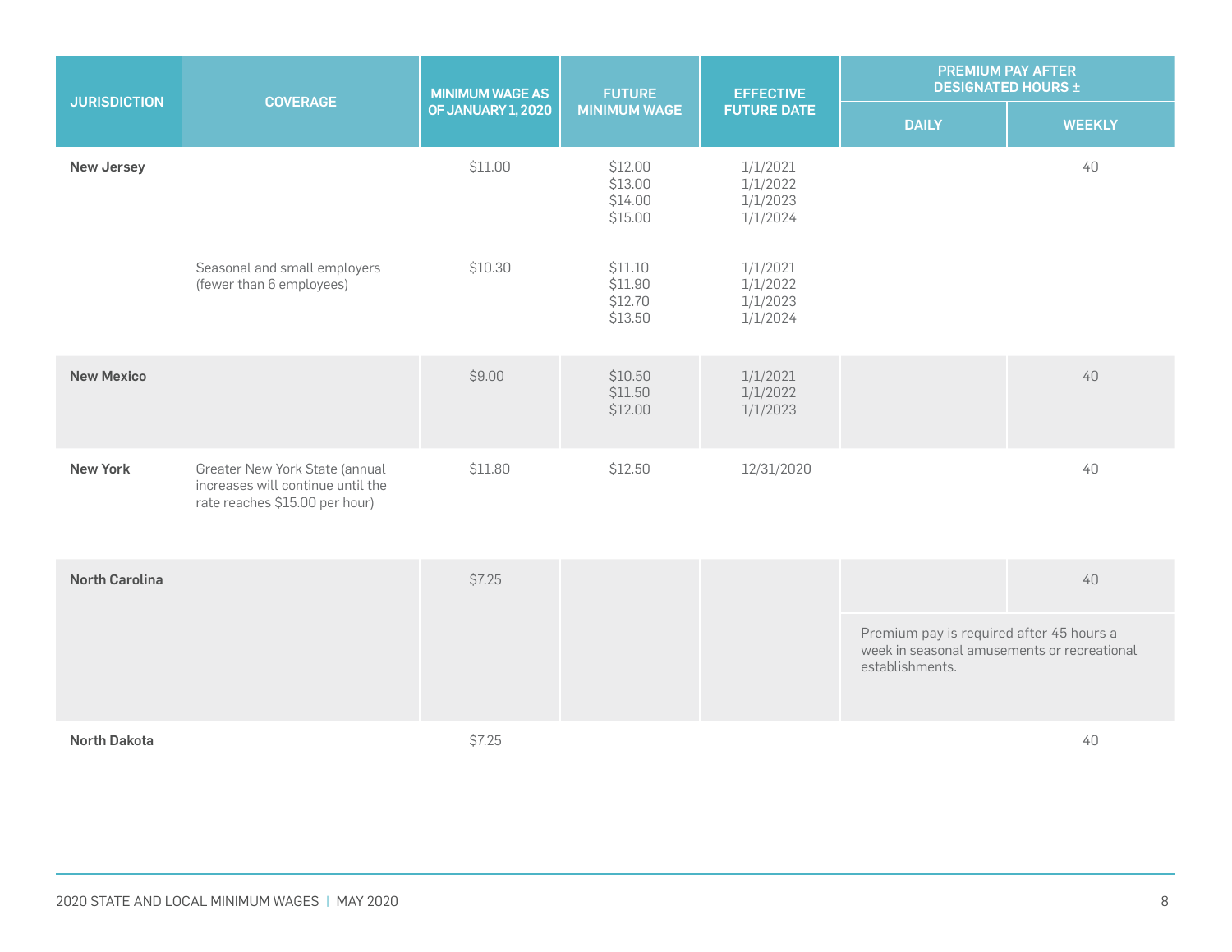| JURISDICTION | COVERAGE | MINIMUM WAGE AS OF JANUARY 1, 2020 | FUTURE MINIMUM WAGE | EFFECTIVE FUTURE DATE | PREMIUM PAY AFTER DESIGNATED HOURS ± | |
|---|---|---|---|---|---|---|
| | | | | | DAILY | WEEKLY |
| **New Jersey** | | $11.00 | $12.00<br>$13.00<br>$14.00<br>$15.00 | 1/1/2021<br>1/1/2022<br>1/1/2023<br>1/1/2024 | | 40 |
| | Seasonal and small employers (fewer than 6 employees) | $10.30 | $11.10<br>$11.90<br>$12.70<br>$13.50 | 1/1/2021<br>1/1/2022<br>1/1/2023<br>1/1/2024 | | |
| **New Mexico** | | $9.00 | $10.50<br>$11.50<br>$12.00 | 1/1/2021<br>1/1/2022<br>1/1/2023 | | 40 |
| **New York** | Greater New York State (annual increases will continue until the rate reaches $15.00 per hour) | $11.80 | $12.50 | 12/31/2020 | | 40 |
| **North Carolina** | | $7.25 | | | | 40 |
| | | | | | Premium pay is required after 45 hours a week in seasonal amusements or recreational establishments. | |
| **North Dakota** | | $7.25 | | | | 40 |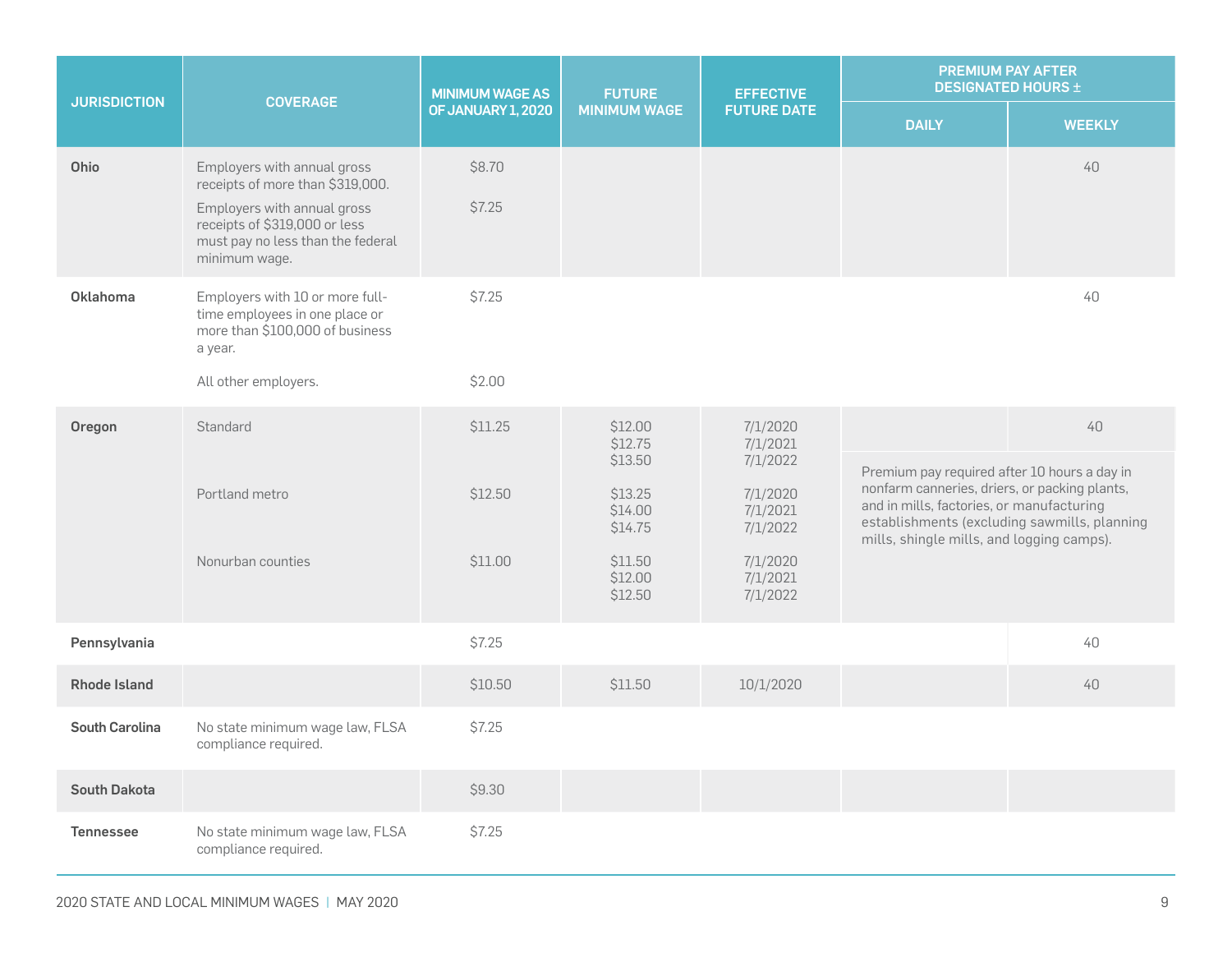| JURISDICTION | COVERAGE | MINIMUM WAGE AS OF JANUARY 1, 2020 | FUTURE MINIMUM WAGE | EFFECTIVE FUTURE DATE | PREMIUM PAY AFTER DESIGNATED HOURS ± | |
|---|---|---|---|---|---|---|
| | | | | | DAILY | WEEKLY |
| **Ohio** | Employers with annual gross receipts of more than $319,000. | $8.70 | | | | 40 |
| | Employers with annual gross receipts of $319,000 or less must pay no less than the federal minimum wage. | $7.25 | | | | |
| **Oklahoma** | Employers with 10 or more full-time employees in one place or more than $100,000 of business a year. | $7.25 | | | | 40 |
| | All other employers. | $2.00 | | | | |
| **Oregon** | Standard | $11.25 | $12.00<br>$12.75<br>$13.50 | 7/1/2020<br>7/1/2021<br>7/1/2022 | | 40 |
| | Portland metro | $12.50 | $13.25<br>$14.00<br>$14.75 | 7/1/2020<br>7/1/2021<br>7/1/2022 | Premium pay required after 10 hours a day in nonfarm canneries, driers, or packing plants, and in mills, factories, or manufacturing establishments (excluding sawmills, planning mills, shingle mills, and logging camps). | |
| | Nonurban counties | $11.00 | $11.50<br>$12.00<br>$12.50 | 7/1/2020<br>7/1/2021<br>7/1/2022 | | |
| **Pennsylvania** | | $7.25 | | | | 40 |
| **Rhode Island** | | $10.50 | $11.50 | 10/1/2020 | | 40 |
| **South Carolina** | No state minimum wage law, FLSA compliance required. | $7.25 | | | | |
| **South Dakota** | | $9.30 | | | | |
| **Tennessee** | No state minimum wage law, FLSA compliance required. | $7.25 | | | | |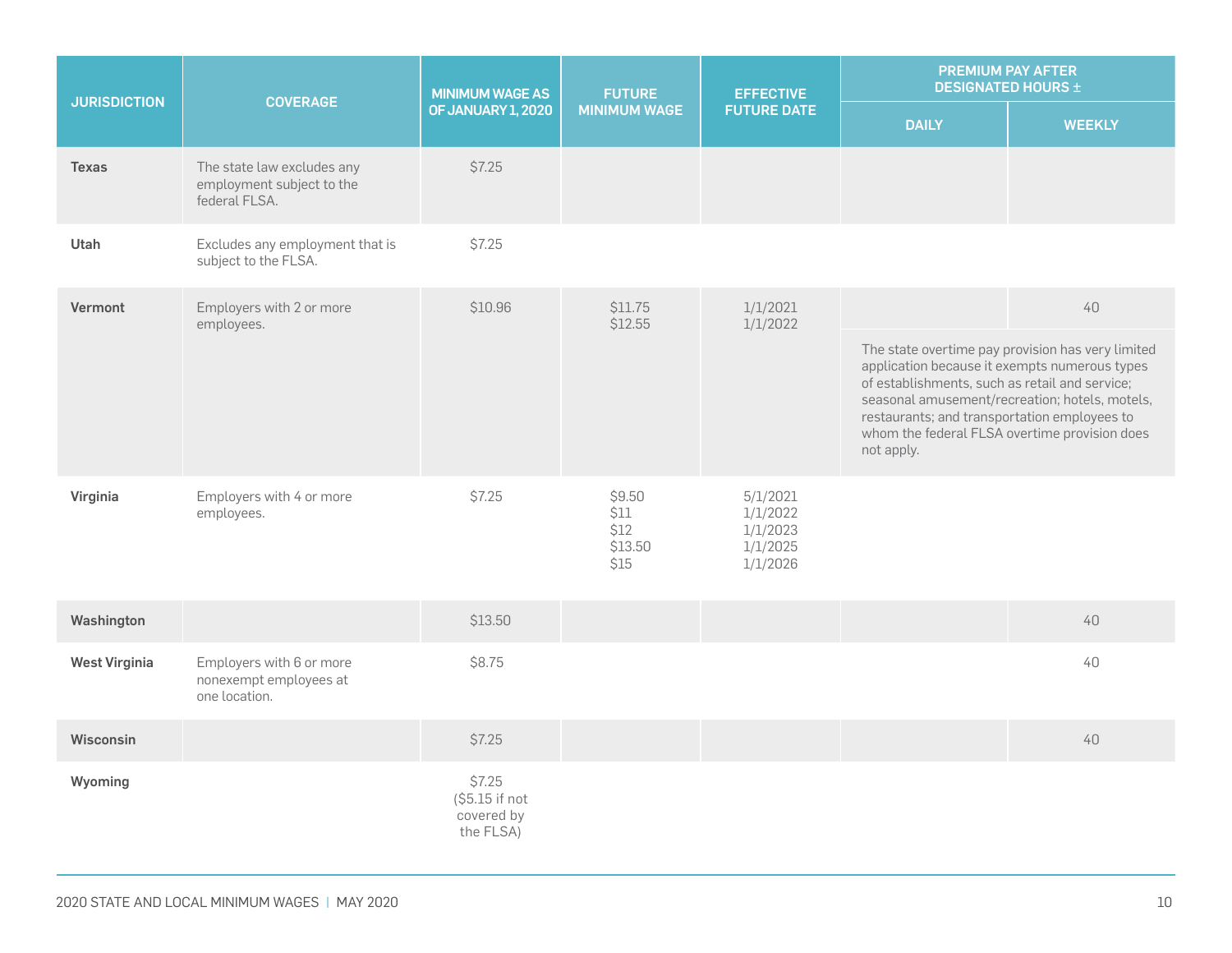| JURISDICTION | COVERAGE | MINIMUM WAGE AS OF JANUARY 1, 2020 | FUTURE MINIMUM WAGE | EFFECTIVE FUTURE DATE | PREMIUM PAY AFTER DESIGNATED HOURS ± | |
|---|---|---|---|---|---|---|
| | | | | | DAILY | WEEKLY |
| **Texas** | The state law excludes any employment subject to the federal FLSA. | $7.25 | | | | |
| **Utah** | Excludes any employment that is subject to the FLSA. | $7.25 | | | | |
| **Vermont** | Employers with 2 or more employees. | $10.96 | $11.75<br>$12.55 | 1/1/2021<br>1/1/2022 | | 40<br>The state overtime pay provision has very limited application because it exempts numerous types of establishments, such as retail and service; seasonal amusement/recreation; hotels, motels, restaurants; and transportation employees to whom the federal FLSA overtime provision does not apply. |
| **Virginia** | Employers with 4 or more employees. | $7.25 | $9.50<br>$11<br>$12<br>$13.50<br>$15 | 5/1/2021<br>1/1/2022<br>1/1/2023<br>1/1/2025<br>1/1/2026 | | |
| **Washington** | | $13.50 | | | | 40 |
| **West Virginia** | Employers with 6 or more nonexempt employees at one location. | $8.75 | | | | 40 |
| **Wisconsin** | | $7.25 | | | | 40 |
| **Wyoming** | | $7.25 ($5.15 if not covered by the FLSA) | | | | |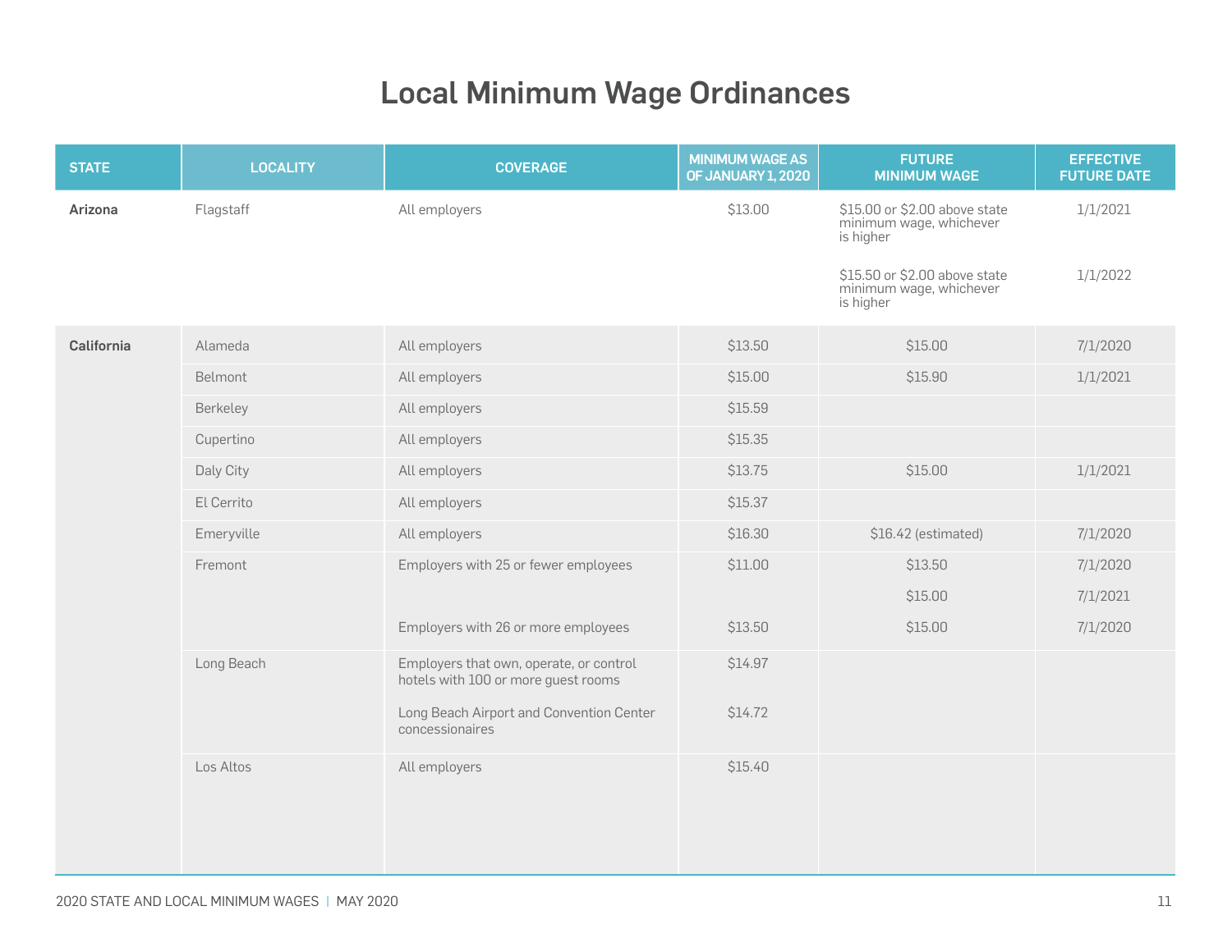# Local Minimum Wage Ordinances

| STATE | LOCALITY | COVERAGE | MINIMUM WAGE AS OF JANUARY 1, 2020 | FUTURE MINIMUM WAGE | EFFECTIVE FUTURE DATE |
|---|---|---|---|---|---|
| **Arizona** | Flagstaff | All employers | $13.00 | $15.00 or $2.00 above state minimum wage, whichever is higher | 1/1/2021 |
| | | | | $15.50 or $2.00 above state minimum wage, whichever is higher | 1/1/2022 |
| **California** | Alameda | All employers | $13.50 | $15.00 | 7/1/2020 |
| | Belmont | All employers | $15.00 | $15.90 | 1/1/2021 |
| | Berkeley | All employers | $15.59 | | |
| | Cupertino | All employers | $15.35 | | |
| | Daly City | All employers | $13.75 | $15.00 | 1/1/2021 |
| | El Cerrito | All employers | $15.37 | | |
| | Emeryville | All employers | $16.30 | $16.42 (estimated) | 7/1/2020 |
| | Fremont | Employers with 25 or fewer employees | $11.00 | $13.50 | 7/1/2020 |
| | | | | $15.00 | 7/1/2021 |
| | | Employers with 26 or more employees | $13.50 | $15.00 | 7/1/2020 |
| | Long Beach | Employers that own, operate, or control hotels with 100 or more guest rooms | $14.97 | | |
| | | Long Beach Airport and Convention Center concessionaires | $14.72 | | |
| | Los Altos | All employers | $15.40 | | |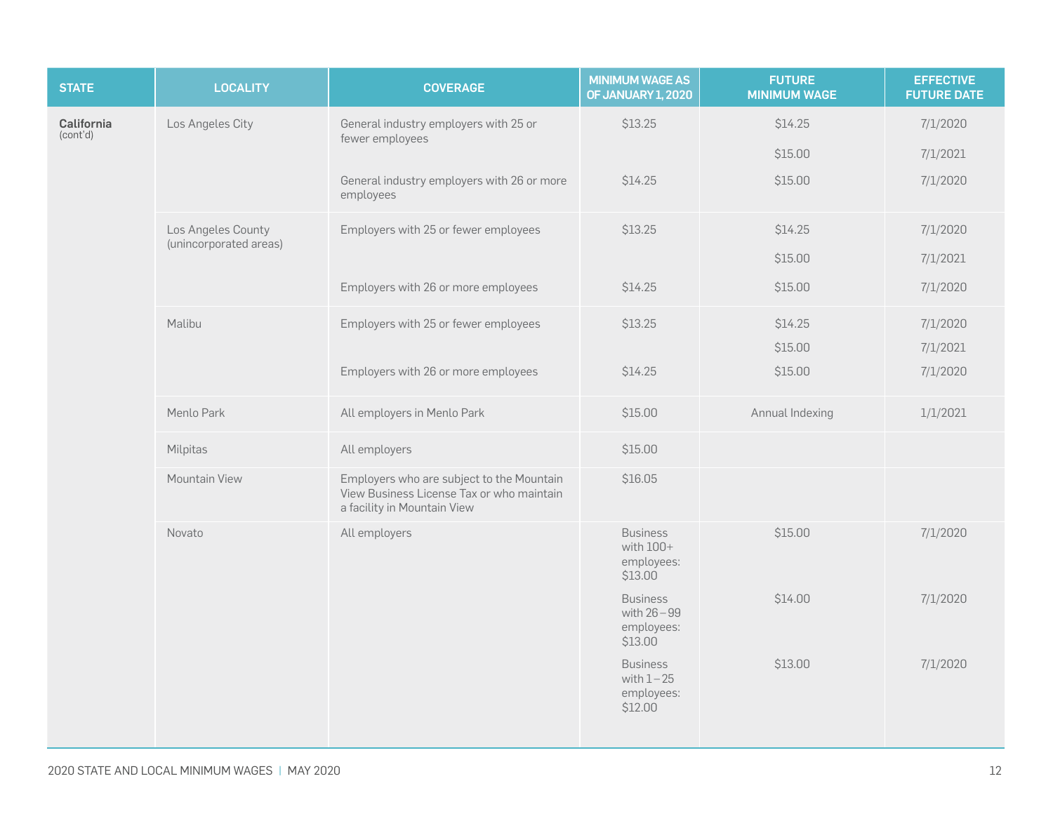| STATE | LOCALITY | COVERAGE | MINIMUM WAGE AS OF JANUARY 1, 2020 | FUTURE MINIMUM WAGE | EFFECTIVE FUTURE DATE |
|---|---|---|---|---|---|
| **California** (cont'd) | Los Angeles City | General industry employers with 25 or fewer employees | $13.25 | $14.25 | 7/1/2020 |
| | | | | $15.00 | 7/1/2021 |
| | | General industry employers with 26 or more employees | $14.25 | $15.00 | 7/1/2020 |
| | Los Angeles County (unincorporated areas) | Employers with 25 or fewer employees | $13.25 | $14.25 | 7/1/2020 |
| | | | | $15.00 | 7/1/2021 |
| | | Employers with 26 or more employees | $14.25 | $15.00 | 7/1/2020 |
| | Malibu | Employers with 25 or fewer employees | $13.25 | $14.25 | 7/1/2020 |
| | | | | $15.00 | 7/1/2021 |
| | | Employers with 26 or more employees | $14.25 | $15.00 | 7/1/2020 |
| | Menlo Park | All employers in Menlo Park | $15.00 | Annual Indexing | 1/1/2021 |
| | Milpitas | All employers | $15.00 | | |
| | Mountain View | Employers who are subject to the Mountain View Business License Tax or who maintain a facility in Mountain View | $16.05 | | |
| | Novato | All employers | Business with 100+ employees: $13.00 | $15.00 | 7/1/2020 |
| | | | Business with 26–99 employees: $13.00 | $14.00 | 7/1/2020 |
| | | | Business with 1–25 employees: $12.00 | $13.00 | 7/1/2020 |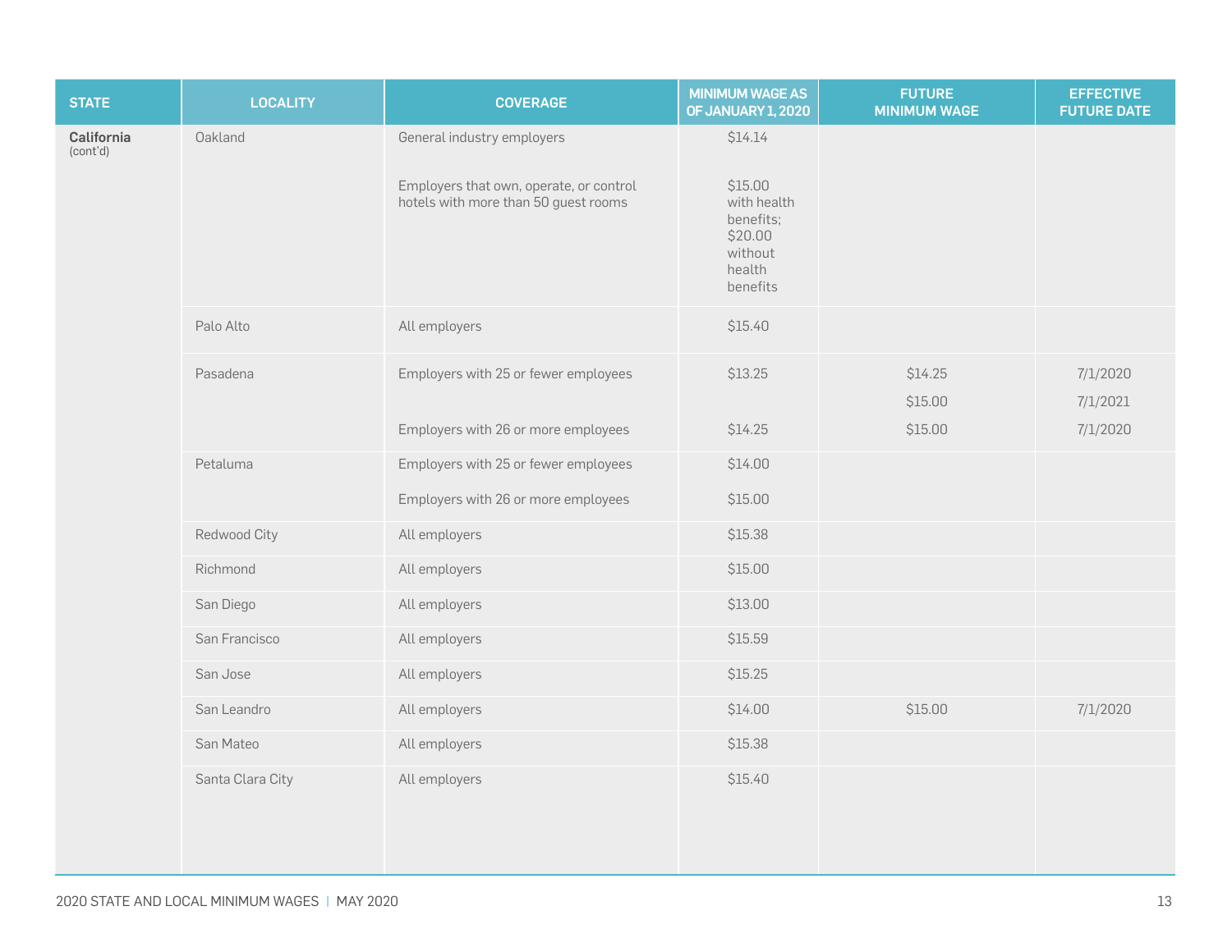| STATE | LOCALITY | COVERAGE | MINIMUM WAGE AS OF JANUARY 1, 2020 | FUTURE MINIMUM WAGE | EFFECTIVE FUTURE DATE |
|---|---|---|---|---|---|
| **California** (cont'd) | Oakland | General industry employers | $14.14 | | |
| | | Employers that own, operate, or control hotels with more than 50 guest rooms | $15.00 with health benefits; $20.00 without health benefits | | |
| | Palo Alto | All employers | $15.40 | | |
| | Pasadena | Employers with 25 or fewer employees | $13.25 | $14.25 | 7/1/2020 |
| | | | | $15.00 | 7/1/2021 |
| | | Employers with 26 or more employees | $14.25 | $15.00 | 7/1/2020 |
| | Petaluma | Employers with 25 or fewer employees | $14.00 | | |
| | | Employers with 26 or more employees | $15.00 | | |
| | Redwood City | All employers | $15.38 | | |
| | Richmond | All employers | $15.00 | | |
| | San Diego | All employers | $13.00 | | |
| | San Francisco | All employers | $15.59 | | |
| | San Jose | All employers | $15.25 | | |
| | San Leandro | All employers | $14.00 | $15.00 | 7/1/2020 |
| | San Mateo | All employers | $15.38 | | |
| | Santa Clara City | All employers | $15.40 | | |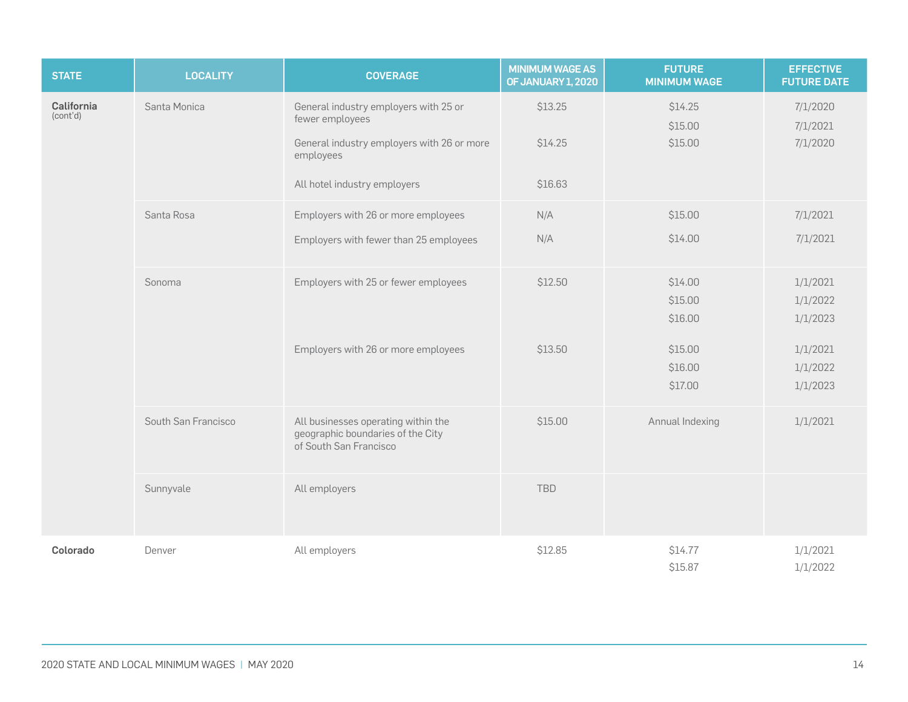| STATE | LOCALITY | COVERAGE | MINIMUM WAGE AS OF JANUARY 1, 2020 | FUTURE MINIMUM WAGE | EFFECTIVE FUTURE DATE |
|---|---|---|---|---|---|
| **California** (cont'd) | Santa Monica | General industry employers with 25 or fewer employees | $13.25 | $14.25<br>$15.00 | 7/1/2020<br>7/1/2021 |
| | | General industry employers with 26 or more employees | $14.25 | $15.00 | 7/1/2020 |
| | | All hotel industry employers | $16.63 | | |
| | Santa Rosa | Employers with 26 or more employees | N/A | $15.00 | 7/1/2021 |
| | | Employers with fewer than 25 employees | N/A | $14.00 | 7/1/2021 |
| | Sonoma | Employers with 25 or fewer employees | $12.50 | $14.00<br>$15.00<br>$16.00 | 1/1/2021<br>1/1/2022<br>1/1/2023 |
| | | Employers with 26 or more employees | $13.50 | $15.00<br>$16.00<br>$17.00 | 1/1/2021<br>1/1/2022<br>1/1/2023 |
| | South San Francisco | All businesses operating within the geographic boundaries of the City of South San Francisco | $15.00 | Annual Indexing | 1/1/2021 |
| | Sunnyvale | All employers | TBD | | |
| **Colorado** | Denver | All employers | $12.85 | $14.77<br>$15.87 | 1/1/2021<br>1/1/2022 |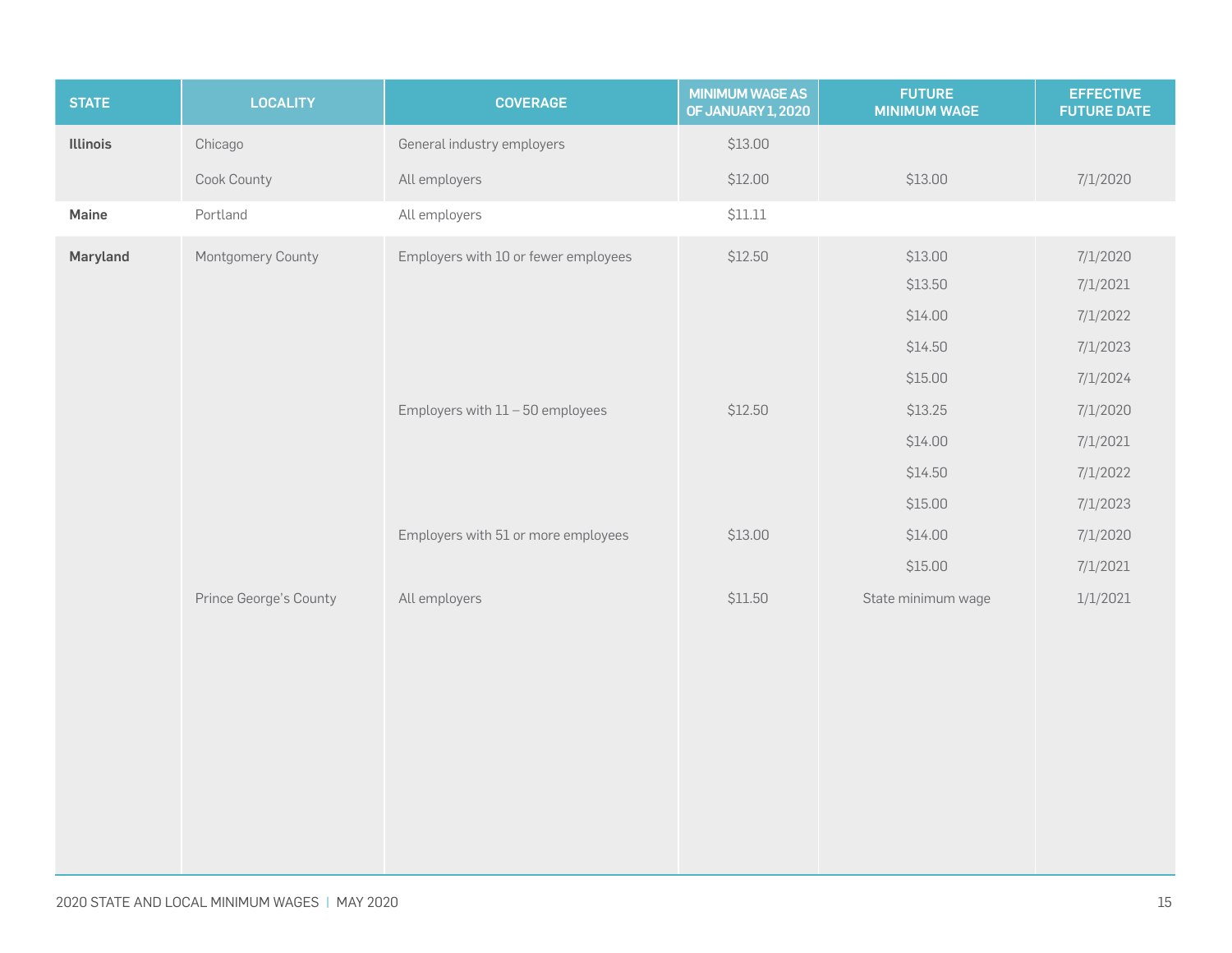| STATE | LOCALITY | COVERAGE | MINIMUM WAGE AS OF JANUARY 1, 2020 | FUTURE MINIMUM WAGE | EFFECTIVE FUTURE DATE |
|---|---|---|---|---|---|
| **Illinois** | Chicago | General industry employers | $13.00 | | |
| | Cook County | All employers | $12.00 | $13.00 | 7/1/2020 |
| **Maine** | Portland | All employers | $11.11 | | |
| **Maryland** | Montgomery County | Employers with 10 or fewer employees | $12.50 | $13.00 | 7/1/2020 |
| | | | | $13.50 | 7/1/2021 |
| | | | | $14.00 | 7/1/2022 |
| | | | | $14.50 | 7/1/2023 |
| | | | | $15.00 | 7/1/2024 |
| | | Employers with 11 – 50 employees | $12.50 | $13.25 | 7/1/2020 |
| | | | | $14.00 | 7/1/2021 |
| | | | | $14.50 | 7/1/2022 |
| | | | | $15.00 | 7/1/2023 |
| | | Employers with 51 or more employees | $13.00 | $14.00 | 7/1/2020 |
| | | | | $15.00 | 7/1/2021 |
| | Prince George's County | All employers | $11.50 | State minimum wage | 1/1/2021 |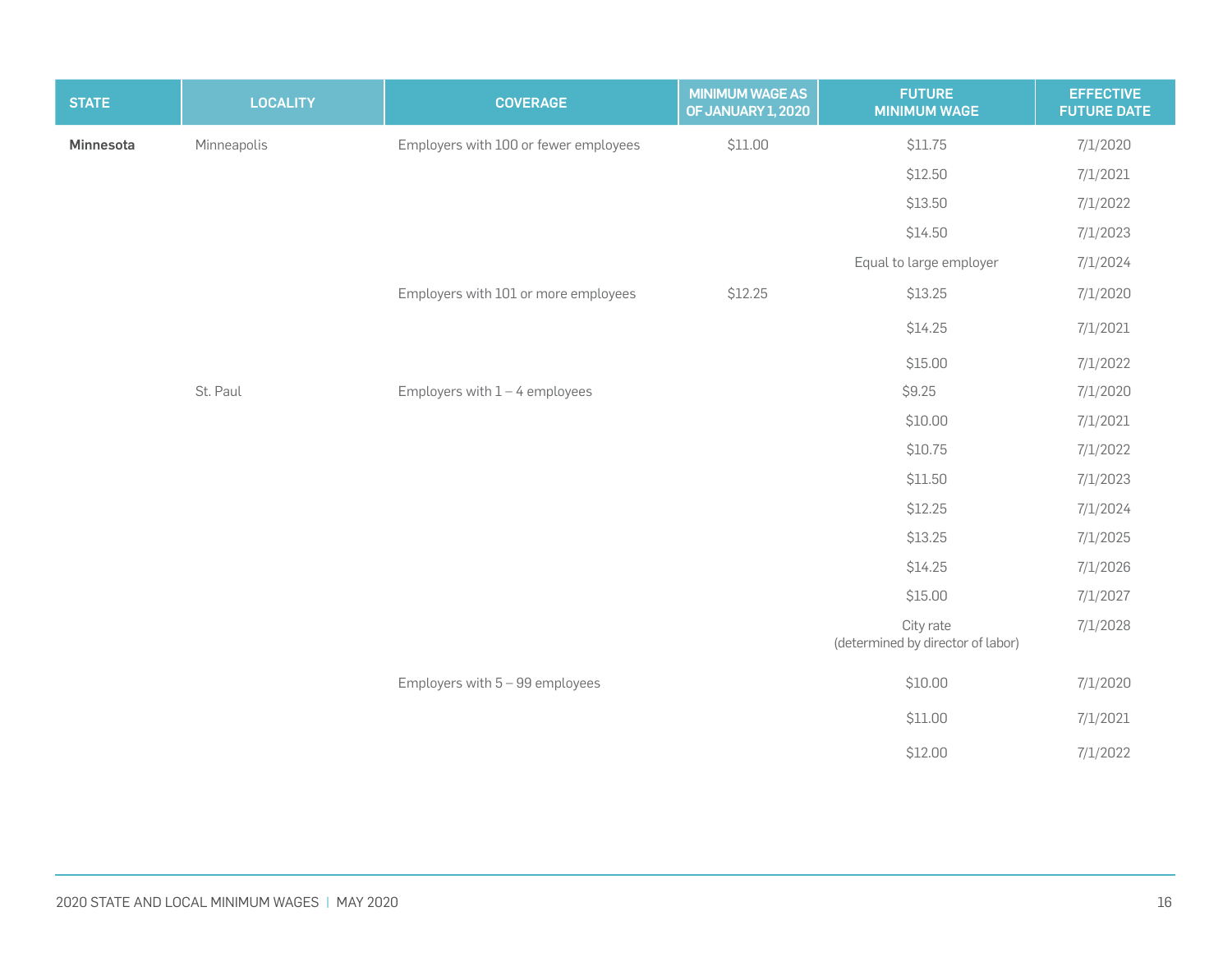| STATE | LOCALITY | COVERAGE | MINIMUM WAGE AS OF JANUARY 1, 2020 | FUTURE MINIMUM WAGE | EFFECTIVE FUTURE DATE |
|---|---|---|---|---|---|
| **Minnesota** | Minneapolis | Employers with 100 or fewer employees | $11.00 | $11.75 | 7/1/2020 |
| | | | | $12.50 | 7/1/2021 |
| | | | | $13.50 | 7/1/2022 |
| | | | | $14.50 | 7/1/2023 |
| | | | | Equal to large employer | 7/1/2024 |
| | | Employers with 101 or more employees | $12.25 | $13.25 | 7/1/2020 |
| | | | | $14.25 | 7/1/2021 |
| | | | | $15.00 | 7/1/2022 |
| | St. Paul | Employers with 1 – 4 employees | | $9.25 | 7/1/2020 |
| | | | | $10.00 | 7/1/2021 |
| | | | | $10.75 | 7/1/2022 |
| | | | | $11.50 | 7/1/2023 |
| | | | | $12.25 | 7/1/2024 |
| | | | | $13.25 | 7/1/2025 |
| | | | | $14.25 | 7/1/2026 |
| | | | | $15.00 | 7/1/2027 |
| | | | | City rate (determined by director of labor) | 7/1/2028 |
| | | Employers with 5 – 99 employees | | $10.00 | 7/1/2020 |
| | | | | $11.00 | 7/1/2021 |
| | | | | $12.00 | 7/1/2022 |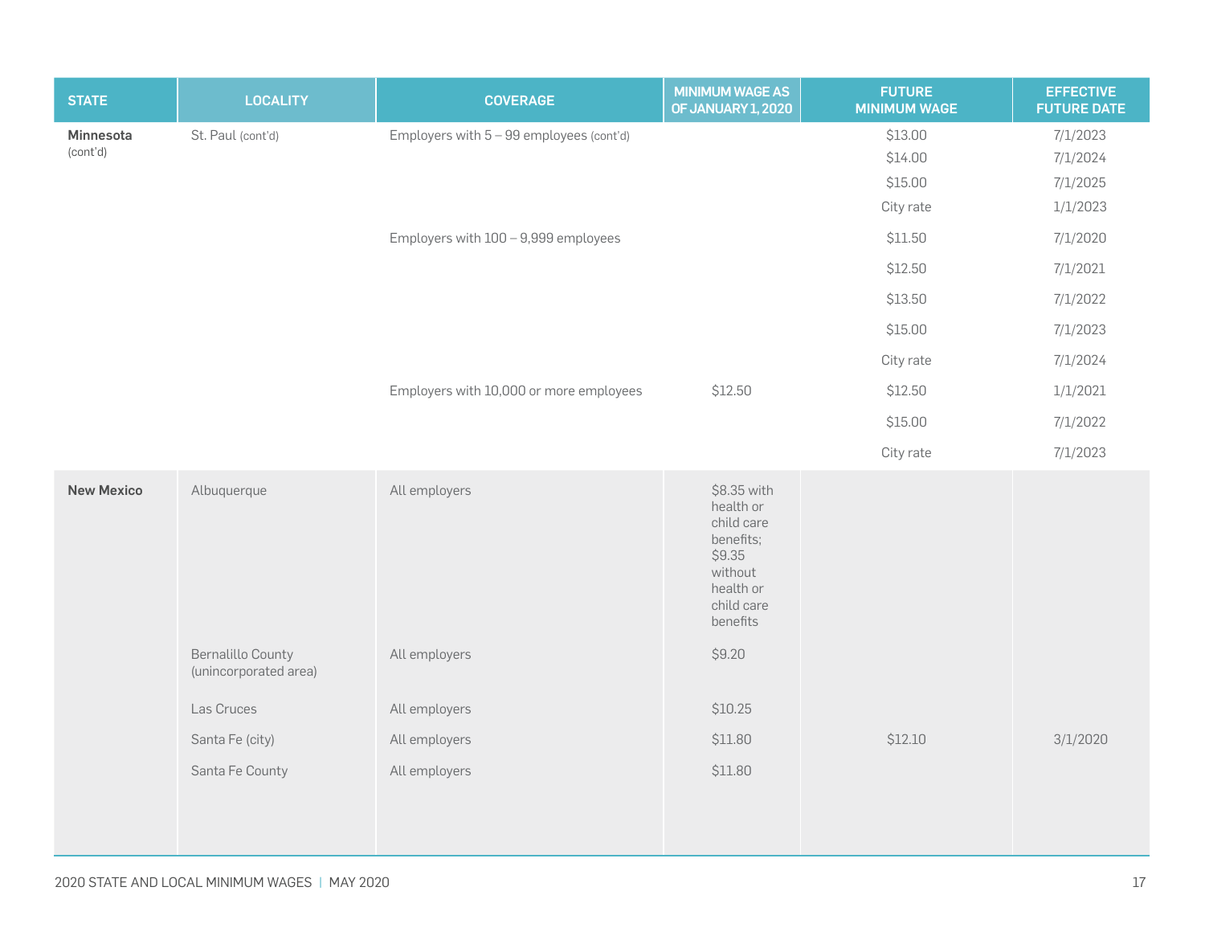| STATE | LOCALITY | COVERAGE | MINIMUM WAGE AS OF JANUARY 1, 2020 | FUTURE MINIMUM WAGE | EFFECTIVE FUTURE DATE |
|---|---|---|---|---|---|
| Minnesota (cont'd) | St. Paul (cont'd) | Employers with 5 – 99 employees (cont'd) | | $13.00 | 7/1/2023 |
| | | | | $14.00 | 7/1/2024 |
| | | | | $15.00 | 7/1/2025 |
| | | | | City rate | 1/1/2023 |
| | | Employers with 100 – 9,999 employees | | $11.50 | 7/1/2020 |
| | | | | $12.50 | 7/1/2021 |
| | | | | $13.50 | 7/1/2022 |
| | | | | $15.00 | 7/1/2023 |
| | | | | City rate | 7/1/2024 |
| | | Employers with 10,000 or more employees | $12.50 | $12.50 | 1/1/2021 |
| | | | | $15.00 | 7/1/2022 |
| | | | | City rate | 7/1/2023 |
| New Mexico | Albuquerque | All employers | $8.35 with health or child care benefits; $9.35 without health or child care benefits | | |
| | Bernalillo County (unincorporated area) | All employers | $9.20 | | |
| | Las Cruces | All employers | $10.25 | | |
| | Santa Fe (city) | All employers | $11.80 | $12.10 | 3/1/2020 |
| | Santa Fe County | All employers | $11.80 | | |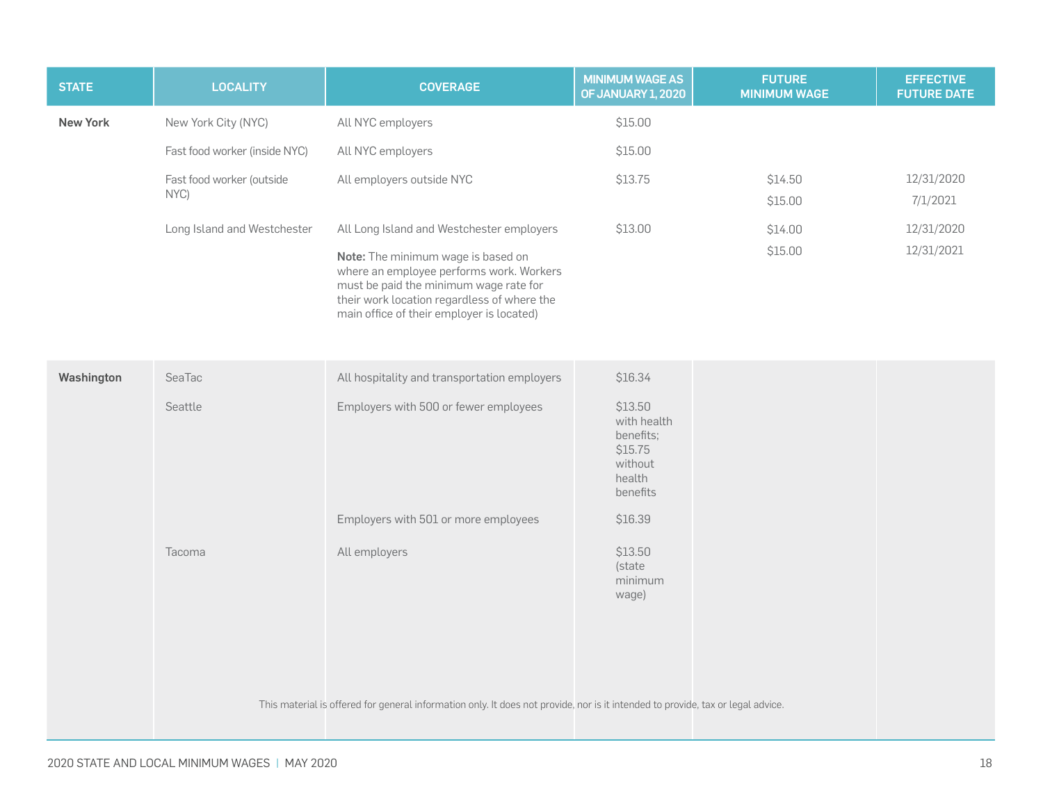| STATE | LOCALITY | COVERAGE | MINIMUM WAGE AS OF JANUARY 1, 2020 | FUTURE MINIMUM WAGE | EFFECTIVE FUTURE DATE |
|---|---|---|---|---|---|
| **New York** | New York City (NYC) | All NYC employers | $15.00 | | |
| | Fast food worker (inside NYC) | All NYC employers | $15.00 | | |
| | Fast food worker (outside NYC) | All employers outside NYC | $13.75 | $14.50<br>$15.00 | 12/31/2020<br>7/1/2021 |
| | Long Island and Westchester | All Long Island and Westchester employers<br><br>**Note:** The minimum wage is based on where an employee performs work. Workers must be paid the minimum wage rate for their work location regardless of where the main office of their employer is located) | $13.00 | $14.00<br>$15.00 | 12/31/2020<br>12/31/2021 |
| **Washington** | SeaTac | All hospitality and transportation employers | $16.34 | | |
| | Seattle | Employers with 500 or fewer employees | $13.50 with health benefits; $15.75 without health benefits | | |
| | | Employers with 501 or more employees | $16.39 | | |
| | Tacoma | All employers | $13.50 (state minimum wage) | | |

This material is offered for general information only. It does not provide, nor is it intended to provide, tax or legal advice.